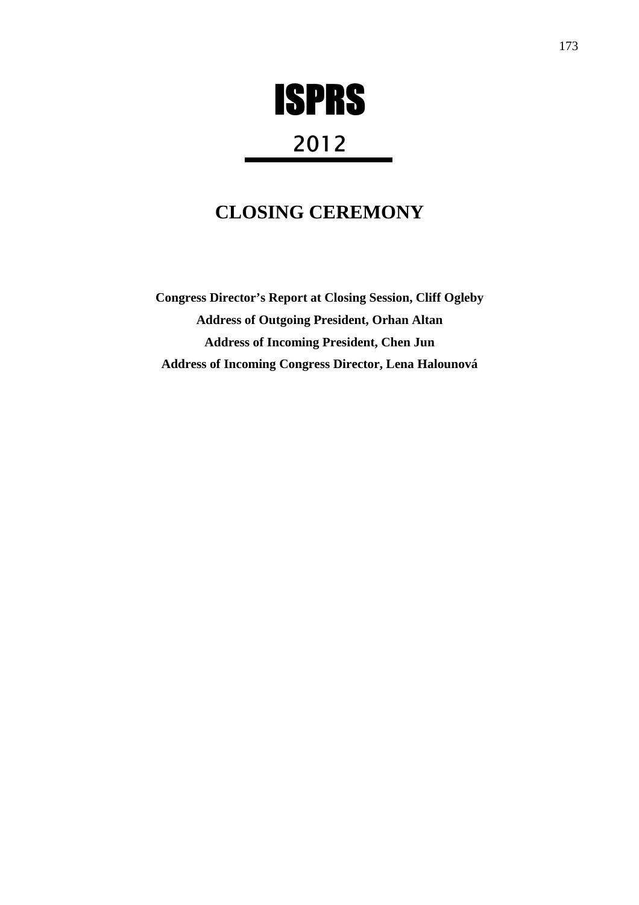# ISPRS

## 2012

# CLOSING CEREMONY

**Congress Director's Report at Closing Session, Cliff Ogleby**

**Address of Outgoing President, Orhan Altan**

**Address of Incoming President, Chen Jun**

**Address of Incoming Congress Director, Lena Halounová**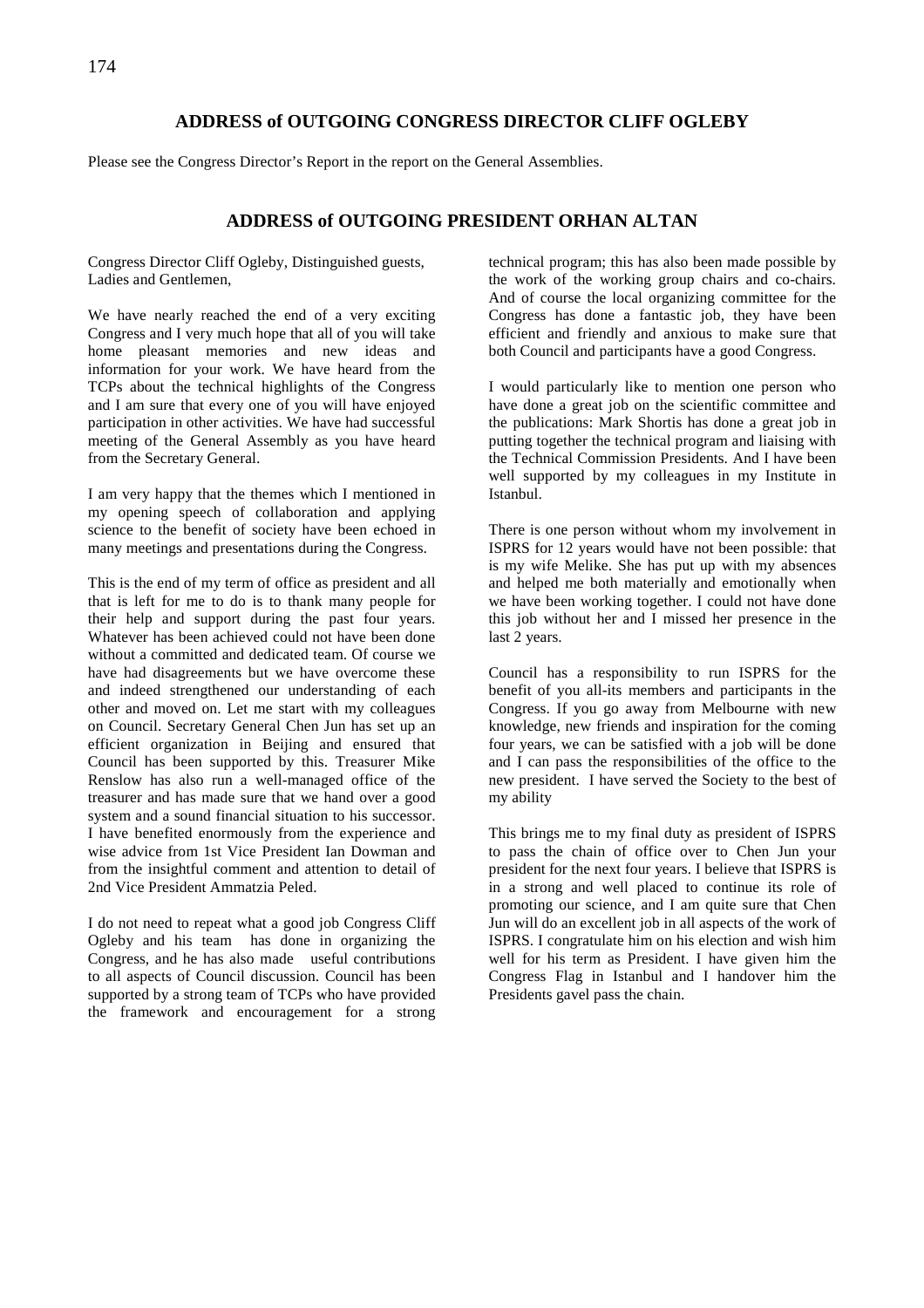## ADDRESS of OUTGOING CONGRESS DIRECTOR CLIFF OGLEBY

Please see the Congress Director's Report in the report on the General Assemblies.

## ADDRESS of OUTGOING PRESIDENT ORHAN ALTAN

Congress Director Cliff Ogleby, Distinguished guests, Ladies and Gentlemen,

We have nearly reached the end of a very exciting Congress and I very much hope that all of you will take home pleasant memories and new ideas and information for your work. We have heard from the TCPs about the technical highlights of the Congress and I am sure that every one of you will have enjoyed participation in other activities. We have had successful meeting of the General Assembly as you have heard from the Secretary General.

I am very happy that the themes which I mentioned in my opening speech of collaboration and applying science to the benefit of society have been echoed in many meetings and presentations during the Congress.

This is the end of my term of office as president and all that is left for me to do is to thank many people for their help and support during the past four years. Whatever has been achieved could not have been done without a committed and dedicated team. Of course we have had disagreements but we have overcome these and indeed strengthened our understanding of each other and moved on. Let me start with my colleagues on Council. Secretary General Chen Jun has set up an efficient organization in Beijing and ensured that Council has been supported by this. Treasurer Mike Renslow has also run a well-managed office of the treasurer and has made sure that we hand over a good system and a sound financial situation to his successor. I have benefited enormously from the experience and wise advice from 1st Vice President Ian Dowman and from the insightful comment and attention to detail of 2nd Vice President Ammatzia Peled.

I do not need to repeat what a good job Congress Cliff Ogleby and his team has done in organizing the Congress, and he has also made useful contributions to all aspects of Council discussion. Council has been supported by a strong team of TCPs who have provided the framework and encouragement for a strong technical program; this has also been made possible by the work of the working group chairs and co-chairs. And of course the local organizing committee for the Congress has done a fantastic job, they have been efficient and friendly and anxious to make sure that both Council and participants have a good Congress.

I would particularly like to mention one person who have done a great job on the scientific committee and the publications: Mark Shortis has done a great job in putting together the technical program and liaising with the Technical Commission Presidents. And I have been well supported by my colleagues in my Institute in Istanbul.

There is one person without whom my involvement in ISPRS for 12 years would have not been possible: that is my wife Melike. She has put up with my absences and helped me both materially and emotionally when we have been working together. I could not have done this job without her and I missed her presence in the last 2 years.

Council has a responsibility to run ISPRS for the benefit of you all-its members and participants in the Congress. If you go away from Melbourne with new knowledge, new friends and inspiration for the coming four years, we can be satisfied with a job will be done and I can pass the responsibilities of the office to the new president. I have served the Society to the best of my ability

This brings me to my final duty as president of ISPRS to pass the chain of office over to Chen Jun your president for the next four years. I believe that ISPRS is in a strong and well placed to continue its role of promoting our science, and I am quite sure that Chen Jun will do an excellent job in all aspects of the work of ISPRS. I congratulate him on his election and wish him well for his term as President. I have given him the Congress Flag in Istanbul and I handover him the Presidents gavel pass the chain.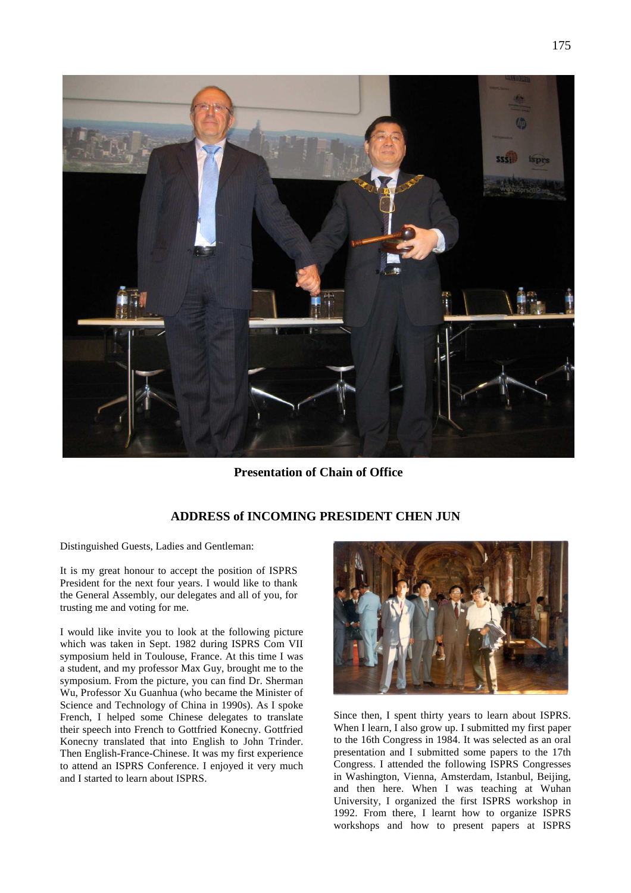**Presentation of Chain of Office**

## ADDRESS of INCOMING PRESIDENT CHEN JUN

Distinguished Guests, Ladies and Gentleman:

It is my great honour to accept the position of ISPRS President for the next four years. I would like to thank the General Assembly, our delegates and all of you, for trusting me and voting for me.

I would like invite you to look at the following picture which was taken in Sept. 1982 during ISPRS Com VII symposium held in Toulouse, France. At this time I was a student, and my professor Max Guy, brought me to the symposium. From the picture, you can find Dr. Sherman Wu, Professor Xu Guanhua (who became the Minister of Science and Technology of China in 1990s). As I spoke French, I helped some Chinese delegates to translate their speech into French to Gottfried Konecny. Gottfried Konecny translated that into English to John Trinder. Then English-France-Chinese. It was my first experience to attend an ISPRS Conference. I enjoyed it very much and I started to learn about ISPRS.

Since then, I spent thirty years to learn about ISPRS. When I learn, I also grow up. I submitted my first paper to the 16th Congress in 1984. It was selected as an oral presentation and I submitted some papers to the 17th Congress. I attended the following ISPRS Congresses in Washington, Vienna, Amsterdam, Istanbul, Beijing, and then here. When I was teaching at Wuhan University, I organized the first ISPRS workshop in 1992. From there, I learnt how to organize ISPRS workshops and how to present papers at ISPRS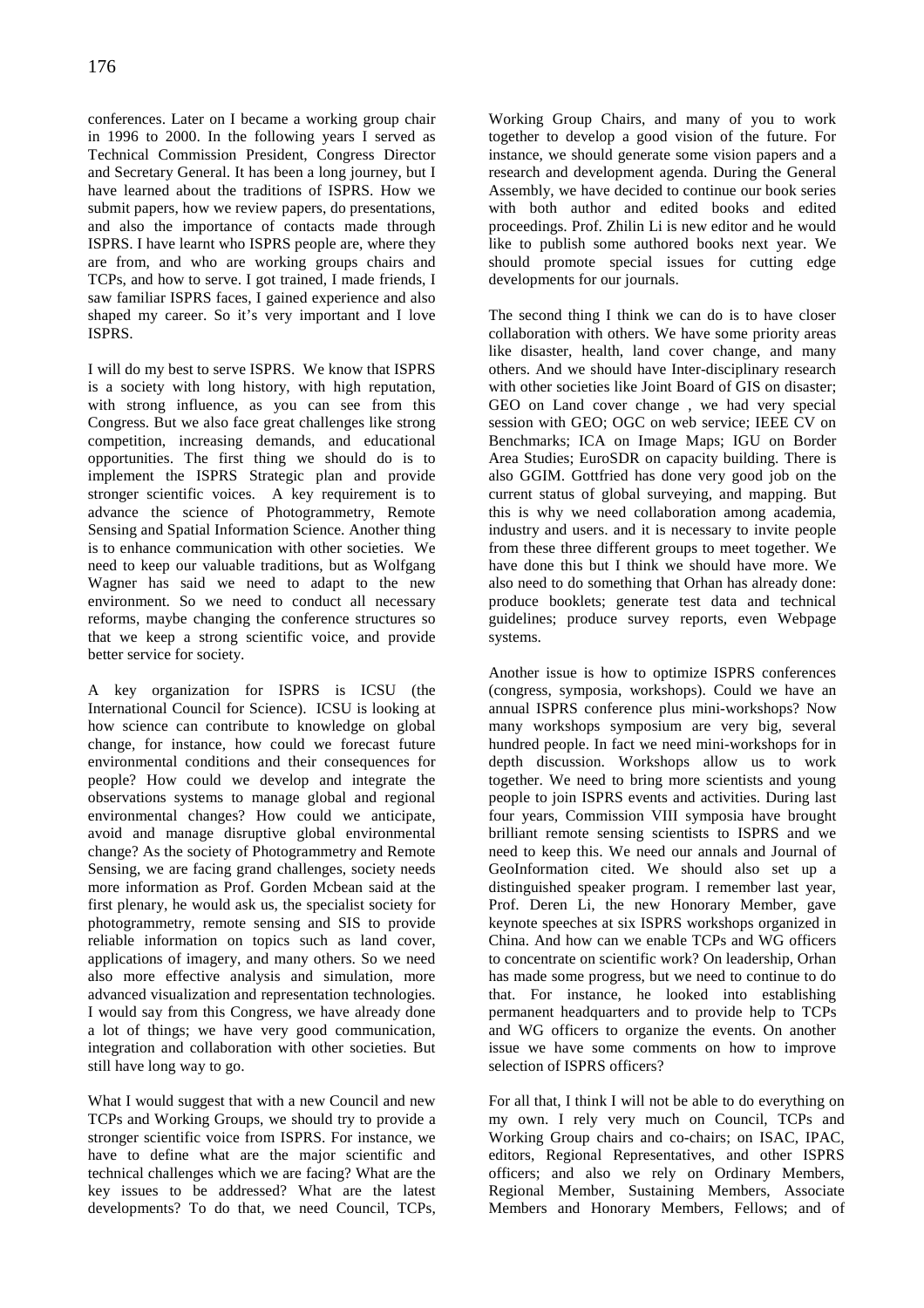conferences. Later on I became a working group chair in 1996 to 2000. In the following years I served as Technical Commission President, Congress Director and Secretary General. It has been a long journey, but I have learned about the traditions of ISPRS. How we submit papers, how we review papers, do presentations, and also the importance of contacts made through ISPRS. I have learnt who ISPRS people are, where they are from, and who are working groups chairs and TCPs, and how to serve. I got trained, I made friends, I saw familiar ISPRS faces, I gained experience and also shaped my career. So it's very important and I love ISPRS.

I will do my best to serve ISPRS. We know that ISPRS is a society with long history, with high reputation, with strong influence, as you can see from this Congress. But we also face great challenges like strong competition, increasing demands, and educational opportunities. The first thing we should do is to implement the ISPRS Strategic plan and provide stronger scientific voices. A key requirement is to advance the science of Photogrammetry, Remote Sensing and Spatial Information Science. Another thing is to enhance communication with other societies. We need to keep our valuable traditions, but as Wolfgang Wagner has said we need to adapt to the new environment. So we need to conduct all necessary reforms, maybe changing the conference structures so that we keep a strong scientific voice, and provide better service for society.

A key organization for ISPRS is ICSU (the International Council for Science). ICSU is looking at how science can contribute to knowledge on global change, for instance, how could we forecast future environmental conditions and their consequences for people? How could we develop and integrate the observations systems to manage global and regional environmental changes? How could we anticipate, avoid and manage disruptive global environmental change? As the society of Photogrammetry and Remote Sensing, we are facing grand challenges, society needs more information as Prof. Gorden Mcbean said at the first plenary, he would ask us, the specialist society for photogrammetry, remote sensing and SIS to provide reliable information on topics such as land cover, applications of imagery, and many others. So we need also more effective analysis and simulation, more advanced visualization and representation technologies. I would say from this Congress, we have already done a lot of things; we have very good communication, integration and collaboration with other societies. But still have long way to go.

What I would suggest that with a new Council and new TCPs and Working Groups, we should try to provide a stronger scientific voice from ISPRS. For instance, we have to define what are the major scientific and technical challenges which we are facing? What are the key issues to be addressed? What are the latest developments? To do that, we need Council, TCPs, Working Group Chairs, and many of you to work together to develop a good vision of the future. For instance, we should generate some vision papers and a research and development agenda. During the General Assembly, we have decided to continue our book series with both author and edited books and edited proceedings. Prof. Zhilin Li is new editor and he would like to publish some authored books next year. We should promote special issues for cutting edge developments for our journals.

The second thing I think we can do is to have closer collaboration with others. We have some priority areas like disaster, health, land cover change, and many others. And we should have Inter-disciplinary research with other societies like Joint Board of GIS on disaster; GEO on Land cover change , we had very special session with GEO; OGC on web service; IEEE CV on Benchmarks; ICA on Image Maps; IGU on Border Area Studies; EuroSDR on capacity building. There is also GGIM. Gottfried has done very good job on the current status of global surveying, and mapping. But this is why we need collaboration among academia, industry and users. and it is necessary to invite people from these three different groups to meet together. We have done this but I think we should have more. We also need to do something that Orhan has already done: produce booklets; generate test data and technical guidelines; produce survey reports, even Webpage systems.

Another issue is how to optimize ISPRS conferences (congress, symposia, workshops). Could we have an annual ISPRS conference plus mini-workshops? Now many workshops symposium are very big, several hundred people. In fact we need mini-workshops for in depth discussion. Workshops allow us to work together. We need to bring more scientists and young people to join ISPRS events and activities. During last four years, Commission VIII symposia have brought brilliant remote sensing scientists to ISPRS and we need to keep this. We need our annals and Journal of GeoInformation cited. We should also set up a distinguished speaker program. I remember last year, Prof. Deren Li, the new Honorary Member, gave keynote speeches at six ISPRS workshops organized in China. And how can we enable TCPs and WG officers to concentrate on scientific work? On leadership, Orhan has made some progress, but we need to continue to do that. For instance, he looked into establishing permanent headquarters and to provide help to TCPs and WG officers to organize the events. On another issue we have some comments on how to improve selection of ISPRS officers?

For all that, I think I will not be able to do everything on my own. I rely very much on Council, TCPs and Working Group chairs and co-chairs; on ISAC, IPAC, editors, Regional Representatives, and other ISPRS officers; and also we rely on Ordinary Members, Regional Member, Sustaining Members, Associate Members and Honorary Members, Fellows; and of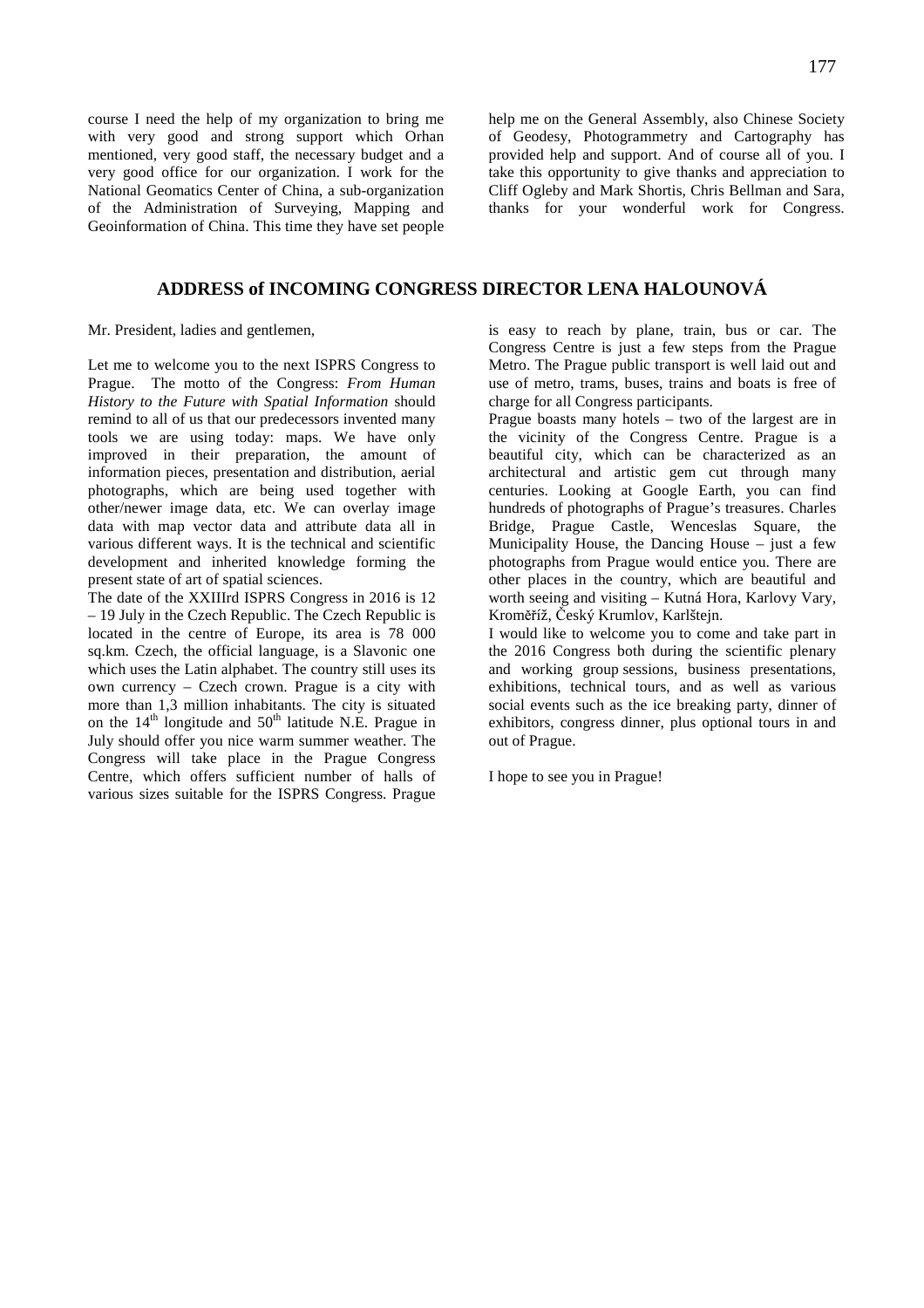course I need the help of my organization to bring me with very good and strong support which Orhan mentioned, very good staff, the necessary budget and a very good office for our organization. I work for the National Geomatics Center of China, a sub-organization of the Administration of Surveying, Mapping and Geoinformation of China. This time they have set people help me on the General Assembly, also Chinese Society of Geodesy, Photogrammetry and Cartography has provided help and support. And of course all of you. I take this opportunity to give thanks and appreciation to Cliff Ogleby and Mark Shortis, Chris Bellman and Sara, thanks for your wonderful work for Congress.

## ADDRESS of INCOMING CONGRESS DIRECTOR LENA HALOUNOVÁ

Mr. President, ladies and gentlemen,

Let me to welcome you to the next ISPRS Congress to Prague. The motto of the Congress: *From Human History to the Future with Spatial Information* should remind to all of us that our predecessors invented many tools we are using today: maps. We have only improved in their preparation, the amount of information pieces, presentation and distribution, aerial photographs, which are being used together with other/newer image data, etc. We can overlay image data with map vector data and attribute data all in various different ways. It is the technical and scientific development and inherited knowledge forming the present state of art of spatial sciences.

The date of the XXIIIrd ISPRS Congress in 2016 is 12 – 19 July in the Czech Republic. The Czech Republic is located in the centre of Europe, its area is 78 000 sq.km. Czech, the official language, is a Slavonic one which uses the Latin alphabet. The country still uses its own currency – Czech crown. Prague is a city with more than 1,3 million inhabitants. The city is situated on the 14th longitude and 50th latitude N.E. Prague in July should offer you nice warm summer weather. The Congress will take place in the Prague Congress Centre, which offers sufficient number of halls of various sizes suitable for the ISPRS Congress. Prague is easy to reach by plane, train, bus or car. The Congress Centre is just a few steps from the Prague Metro. The Prague public transport is well laid out and use of metro, trams, buses, trains and boats is free of charge for all Congress participants.

Prague boasts many hotels – two of the largest are in the vicinity of the Congress Centre. Prague is a beautiful city, which can be characterized as an architectural and artistic gem cut through many centuries. Looking at Google Earth, you can find hundreds of photographs of Prague's treasures. Charles Bridge, Prague Castle, Wenceslas Square, the Municipality House, the Dancing House – just a few photographs from Prague would entice you. There are other places in the country, which are beautiful and worth seeing and visiting – Kutná Hora, Karlovy Vary, Kroměříž, Český Krumlov, Karlštejn.

I would like to welcome you to come and take part in the 2016 Congress both during the scientific plenary and working group sessions, business presentations, exhibitions, technical tours, and as well as various social events such as the ice breaking party, dinner of exhibitors, congress dinner, plus optional tours in and out of Prague.

I hope to see you in Prague!